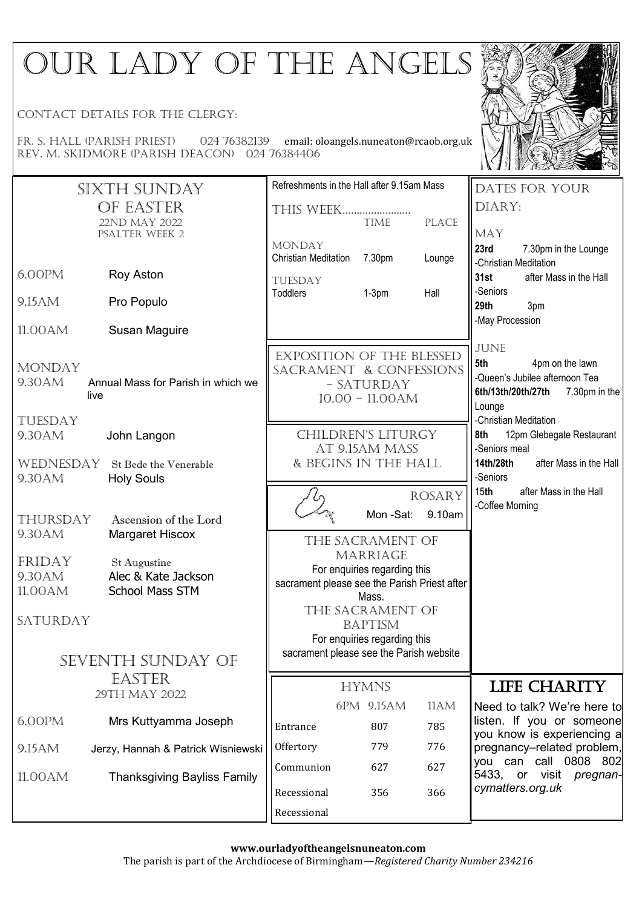# OUR LADY OF THE ANGELS

CONTACT DETAILS FOR THE CLERGY:

FR. S. HALL (PARISH PRIEST) 024 76382139 email: oloangels.nuneaton@rcaob.org.uk
REV. M. SKIDMORE (PARISH DEACON) 024 76384406

## SIXTH SUNDAY OF EASTER

22ND MAY 2022
PSALTER WEEK 2

6.00PM Roy Aston

9.15AM Pro Populo

11.00AM Susan Maguire

MONDAY
9.30AM Annual Mass for Parish in which we live

TUESDAY
9.30AM John Langon

WEDNESDAY St Bede the Venerable
9.30AM Holy Souls

THURSDAY Ascension of the Lord
9.30AM Margaret Hiscox

FRIDAY St Augustine
9.30AM Alec & Kate Jackson
11.00AM School Mass STM

SATURDAY

## SEVENTH SUNDAY OF EASTER

29TH MAY 2022

6.00PM Mrs Kuttyamma Joseph

9.15AM Jerzy, Hannah & Patrick Wisniewski

11.00AM Thanksgiving Bayliss Family

Refreshments in the Hall after 9.15am Mass

THIS WEEK........................

| | TIME | PLACE |
|---|---|---|
| MONDAY | | |
| Christian Meditation | 7.30pm | Lounge |
| TUESDAY | | |
| Toddlers | 1-3pm | Hall |

EXPOSITION OF THE BLESSED SACRAMENT & CONFESSIONS - SATURDAY
10.00 - 11.00AM

CHILDREN'S LITURGY AT 9.15AM MASS & BEGINS IN THE HALL

ROSARY
Mon -Sat: 9.10am

THE SACRAMENT OF MARRIAGE
For enquiries regarding this sacrament please see the Parish Priest after Mass.

THE SACRAMENT OF BAPTISM
For enquiries regarding this sacrament please see the Parish website

HYMNS

| | 6PM 9.15AM | 11AM |
|---|---|---|
| Entrance | 807 | 785 |
| Offertory | 779 | 776 |
| Communion | 627 | 627 |
| Recessional | 356 | 366 |
| Recessional | | |

DATES FOR YOUR DIARY:

MAY

**23rd** 7.30pm in the Lounge
-Christian Meditation

**31st** after Mass in the Hall
-Seniors

**29th** 3pm
-May Procession

JUNE

**5th** 4pm on the lawn
-Queen's Jubilee afternoon Tea

**6th/13th/20th/27th** 7.30pm in the Lounge
-Christian Meditation

**8th** 12pm Glebegate Restaurant
-Seniors meal

**14th/28th** after Mass in the Hall
-Seniors

15**th** after Mass in the Hall
-Coffee Morning

## LIFE CHARITY

Need to talk? We're here to listen. If you or someone you know is experiencing a pregnancy–related problem, you can call 0808 802 5433, or visit *pregnancymatters.org.uk*

**www.ourladyoftheangelsnuneaton.com**
The parish is part of the Archdiocese of Birmingham—*Registered Charity Number 234216*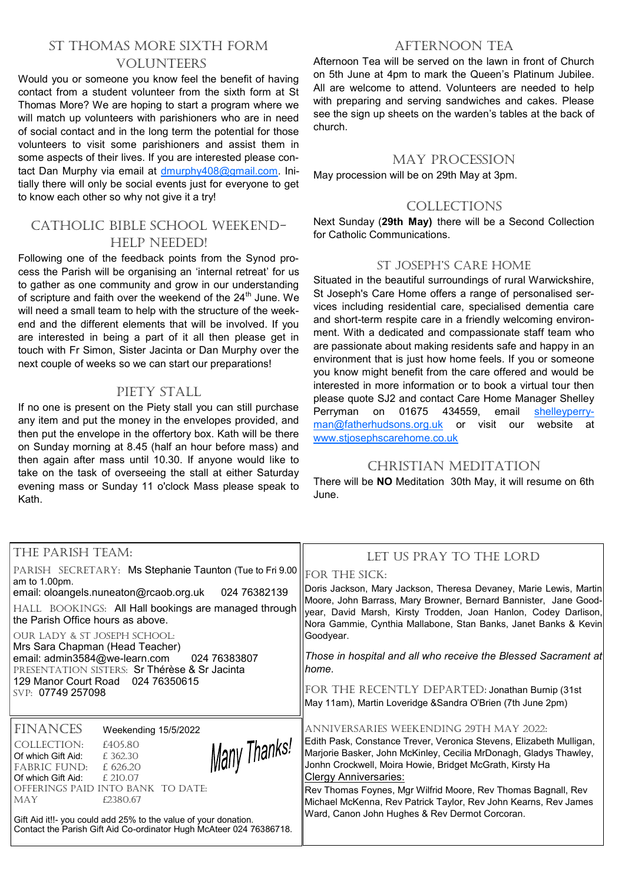## St Thomas More Sixth Form Volunteers

Would you or someone you know feel the benefit of having contact from a student volunteer from the sixth form at St Thomas More? We are hoping to start a program where we will match up volunteers with parishioners who are in need of social contact and in the long term the potential for those volunteers to visit some parishioners and assist them in some aspects of their lives. If you are interested please contact Dan Murphy via email at dmurphy408@gmail.com. Initially there will only be social events just for everyone to get to know each other so why not give it a try!

## Catholic Bible School Weekend-Help Needed!

Following one of the feedback points from the Synod process the Parish will be organising an 'internal retreat' for us to gather as one community and grow in our understanding of scripture and faith over the weekend of the 24th June. We will need a small team to help with the structure of the weekend and the different elements that will be involved. If you are interested in being a part of it all then please get in touch with Fr Simon, Sister Jacinta or Dan Murphy over the next couple of weeks so we can start our preparations!

## Piety Stall

If no one is present on the Piety stall you can still purchase any item and put the money in the envelopes provided, and then put the envelope in the offertory box. Kath will be there on Sunday morning at 8.45 (half an hour before mass) and then again after mass until 10.30. If anyone would like to take on the task of overseeing the stall at either Saturday evening mass or Sunday 11 o'clock Mass please speak to Kath.

## Afternoon Tea

Afternoon Tea will be served on the lawn in front of Church on 5th June at 4pm to mark the Queen's Platinum Jubilee. All are welcome to attend. Volunteers are needed to help with preparing and serving sandwiches and cakes. Please see the sign up sheets on the warden's tables at the back of church.

## May Procession

May procession will be on 29th May at 3pm.

## Collections

Next Sunday (**29th May)** there will be a Second Collection for Catholic Communications.

## St Joseph's Care Home

Situated in the beautiful surroundings of rural Warwickshire, St Joseph's Care Home offers a range of personalised services including residential care, specialised dementia care and short-term respite care in a friendly welcoming environment. With a dedicated and compassionate staff team who are passionate about making residents safe and happy in an environment that is just how home feels. If you or someone you know might benefit from the care offered and would be interested in more information or to book a virtual tour then please quote SJ2 and contact Care Home Manager Shelley Perryman on 01675 434559, email shelleyperryman@fatherhudsons.org.uk or visit our website at www.stjosephscarehome.co.uk

## Christian Meditation

There will be **NO** Meditation 30th May, it will resume on 6th June.

## The Parish Team:

PARISH SECRETARY: Ms Stephanie Taunton (Tue to Fri 9.00 am to 1.00pm.
email: oloangels.nuneaton@rcaob.org.uk 024 76382139

HALL BOOKINGS: All Hall bookings are managed through the Parish Office hours as above.

OUR LADY & ST JOSEPH SCHOOL:
Mrs Sara Chapman (Head Teacher)
email: admin3584@we-learn.com 024 76383807

PRESENTATION SISTERS: Sr Thérèse & Sr Jacinta
129 Manor Court Road 024 76350615

SVP: 07749 257098

## Finances

Weekending 15/5/2022

| | |
|---|---|
| COLLECTION: | £405.80 |
| Of which Gift Aid: | £ 362.30 |
| FABRIC FUND: | £ 626.20 |
| Of which Gift Aid: | £ 210.07 |
| OFFERINGS PAID INTO BANK TO DATE: MAY | £2380.67 |

Many Thanks!

Gift Aid it!!- you could add 25% to the value of your donation.
Contact the Parish Gift Aid Co-ordinator Hugh McAteer 024 76386718.

## Let Us Pray to the Lord

FOR THE SICK:
Doris Jackson, Mary Jackson, Theresa Devaney, Marie Lewis, Martin Moore, John Barrass, Mary Browner, Bernard Bannister, Jane Goodyear, David Marsh, Kirsty Trodden, Joan Hanlon, Codey Darlison, Nora Gammie, Cynthia Mallabone, Stan Banks, Janet Banks & Kevin Goodyear.

*Those in hospital and all who receive the Blessed Sacrament at home.*

FOR THE RECENTLY DEPARTED: Jonathan Burnip (31st May 11am), Martin Loveridge &Sandra O'Brien (7th June 2pm)

ANNIVERSARIES WEEKENDING 29TH MAY 2022:
Edith Pask, Constance Trever, Veronica Stevens, Elizabeth Mulligan, Marjorie Basker, John McKinley, Cecilia MrDonagh, Gladys Thawley, Jonhn Crockwell, Moira Howie, Bridget McGrath, Kirsty Ha

Clergy Anniversaries:
Rev Thomas Foynes, Mgr Wilfrid Moore, Rev Thomas Bagnall, Rev Michael McKenna, Rev Patrick Taylor, Rev John Kearns, Rev James Ward, Canon John Hughes & Rev Dermot Corcoran.